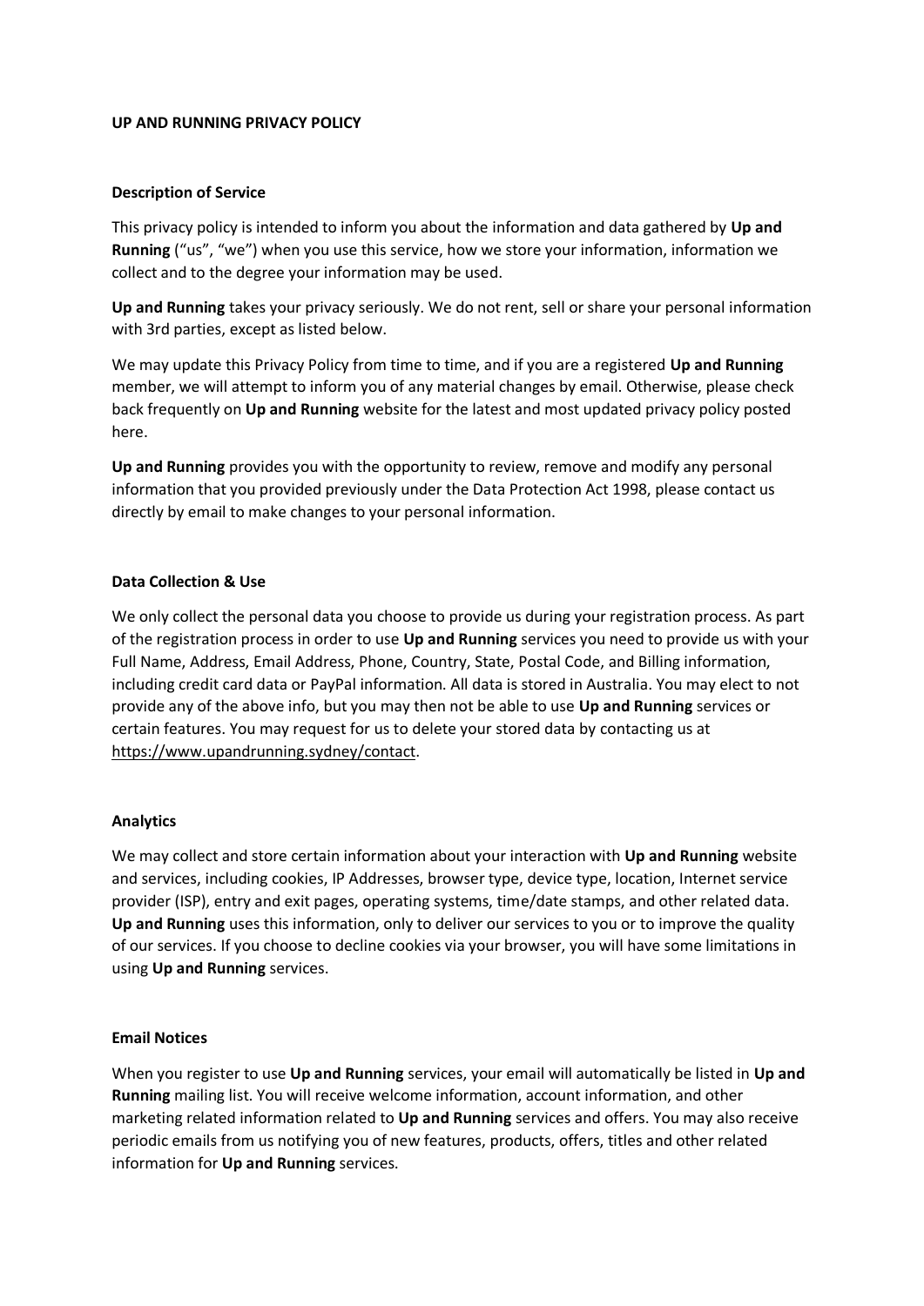# UP AND RUNNING PRIVACY POLICY

## Description of Service

This privacy policy is intended to inform you about the information and data gathered by **Up and Running** ("us", "we") when you use this service, how we store your information, information we collect and to the degree your information may be used.

**Up and Running** takes your privacy seriously. We do not rent, sell or share your personal information with 3rd parties, except as listed below.

We may update this Privacy Policy from time to time, and if you are a registered **Up and Running** member, we will attempt to inform you of any material changes by email. Otherwise, please check back frequently on **Up and Running** website for the latest and most updated privacy policy posted here.

**Up and Running** provides you with the opportunity to review, remove and modify any personal information that you provided previously under the Data Protection Act 1998, please contact us directly by email to make changes to your personal information.

## Data Collection & Use

We only collect the personal data you choose to provide us during your registration process. As part of the registration process in order to use **Up and Running** services you need to provide us with your Full Name, Address, Email Address, Phone, Country, State, Postal Code, and Billing information, including credit card data or PayPal information. All data is stored in Australia. You may elect to not provide any of the above info, but you may then not be able to use **Up and Running** services or certain features. You may request for us to delete your stored data by contacting us at https://www.upandrunning.sydney/contact.

## Analytics

We may collect and store certain information about your interaction with **Up and Running** website and services, including cookies, IP Addresses, browser type, device type, location, Internet service provider (ISP), entry and exit pages, operating systems, time/date stamps, and other related data. **Up and Running** uses this information, only to deliver our services to you or to improve the quality of our services. If you choose to decline cookies via your browser, you will have some limitations in using **Up and Running** services.

## Email Notices

When you register to use **Up and Running** services, your email will automatically be listed in **Up and Running** mailing list. You will receive welcome information, account information, and other marketing related information related to **Up and Running** services and offers. You may also receive periodic emails from us notifying you of new features, products, offers, titles and other related information for **Up and Running** services.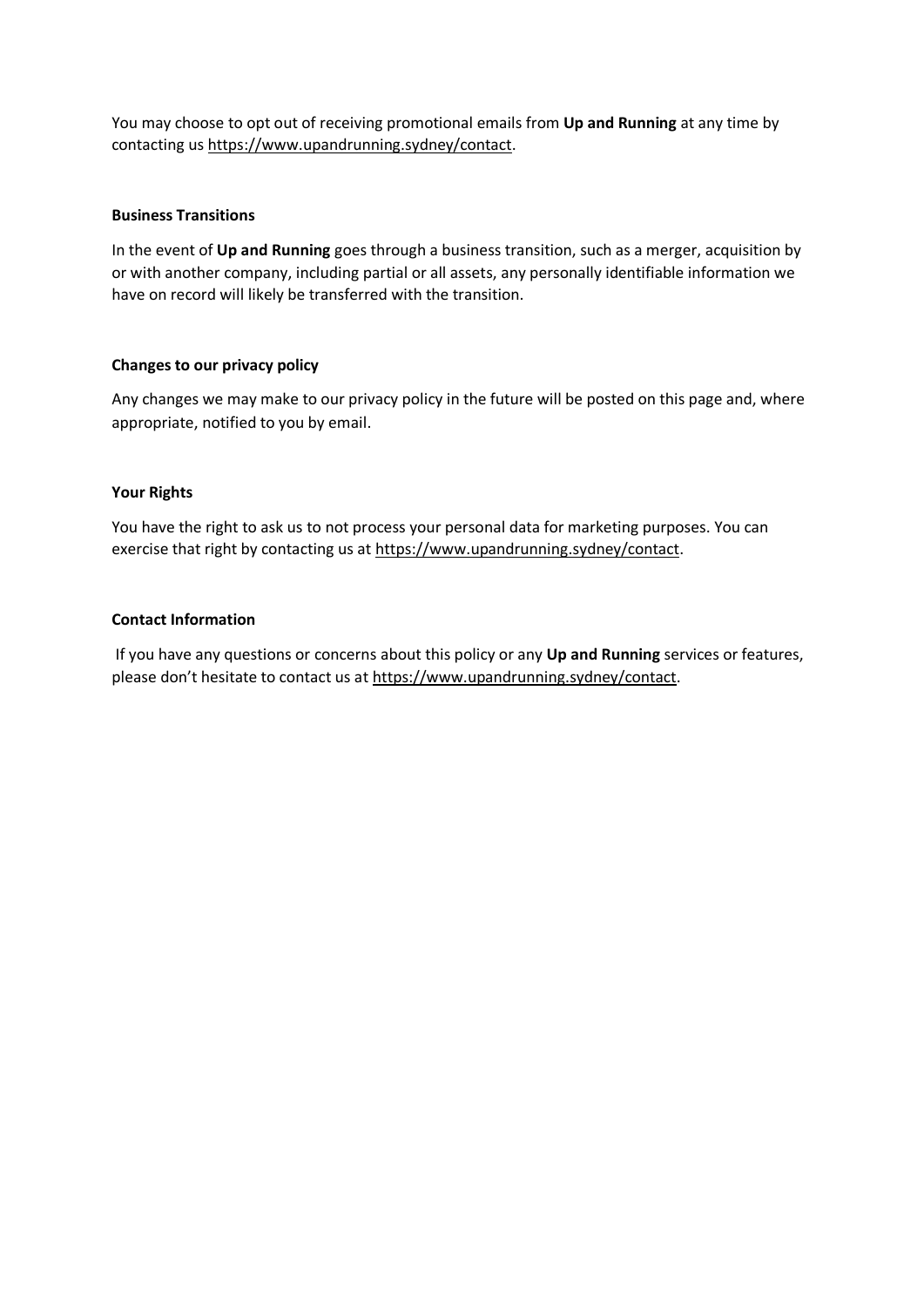You may choose to opt out of receiving promotional emails from **Up and Running** at any time by contacting us https://www.upandrunning.sydney/contact.

**Business Transitions**

In the event of **Up and Running** goes through a business transition, such as a merger, acquisition by or with another company, including partial or all assets, any personally identifiable information we have on record will likely be transferred with the transition.

**Changes to our privacy policy**

Any changes we may make to our privacy policy in the future will be posted on this page and, where appropriate, notified to you by email.

**Your Rights**

You have the right to ask us to not process your personal data for marketing purposes. You can exercise that right by contacting us at https://www.upandrunning.sydney/contact.

**Contact Information**

If you have any questions or concerns about this policy or any **Up and Running** services or features, please don't hesitate to contact us at https://www.upandrunning.sydney/contact.